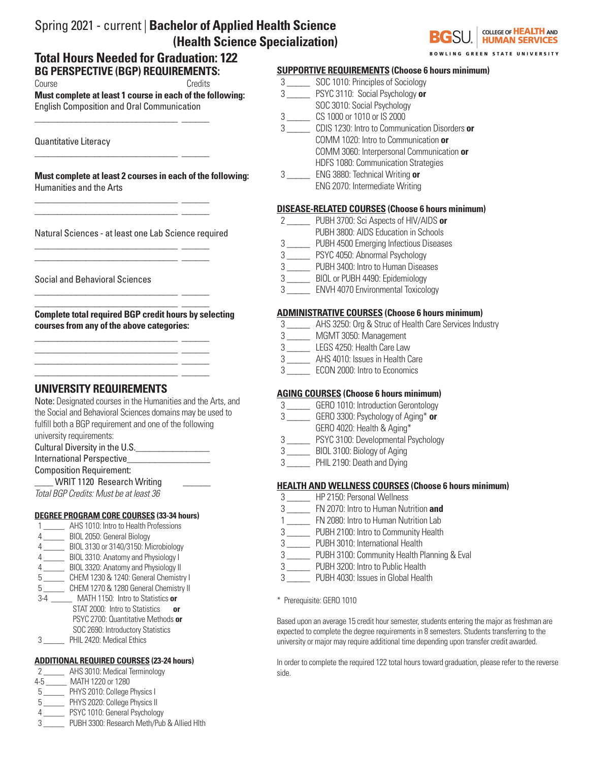# Spring 2021 - current | **Bachelor of Applied Health Science (Health Science Specialization)**

BGSU. COLLEGE OF HEALTH AND HUMAN SERVICES
BOWLING GREEN STATE UNIVERSITY

## Total Hours Needed for Graduation: 122

### BG PERSPECTIVE (BGP) REQUIREMENTS:

Course — Credits

**Must complete at least 1 course in each of the following:**

English Composition and Oral Communication

______________________________ ______

Quantitative Literacy

______________________________ ______

**Must complete at least 2 courses in each of the following:**

Humanities and the Arts

______________________________ ______
______________________________ ______

Natural Sciences - at least one Lab Science required

______________________________ ______
______________________________ ______

Social and Behavioral Sciences

______________________________ ______
______________________________ ______

**Complete total required BGP credit hours by selecting courses from any of the above categories:**

______________________________ ______
______________________________ ______
______________________________ ______
______________________________ ______

### UNIVERSITY REQUIREMENTS

Note: Designated courses in the Humanities and the Arts, and the Social and Behavioral Sciences domains may be used to fulfill both a BGP requirement and one of the following university requirements:

Cultural Diversity in the U.S.________________

International Perspective_________________

Composition Requirement:

____ WRIT 1120 Research Writing ______

*Total BGP Credits: Must be at least 36*

### DEGREE PROGRAM CORE COURSES (33-34 hours)

- 1 _____ AHS 1010: Intro to Health Professions
- 4 _____ BIOL 2050: General Biology
- 4 _____ BIOL 3130 or 3140/3150: Microbiology
- 4 _____ BIOL 3310: Anatomy and Physiology I
- 4 _____ BIOL 3320: Anatomy and Physiology II
- 5 _____ CHEM 1230 & 1240: General Chemistry I
- 5 _____ CHEM 1270 & 1280 General Chemistry II
- 3-4 _____ MATH 1150: Intro to Statistics **or** STAT 2000: Intro to Statistics **or** PSYC 2700: Quantitative Methods **or** SOC 2690: Introductory Statistics
- 3 _____ PHIL 2420: Medical Ethics

### ADDITIONAL REQUIRED COURSES (23-24 hours)

- 2 _____ AHS 3010: Medical Terminology
- 4-5 _____ MATH 1220 or 1280
- 5 _____ PHYS 2010: College Physics I
- 5 _____ PHYS 2020: College Physics II
- 4 _____ PSYC 1010: General Psychology
- 3 _____ PUBH 3300: Research Meth/Pub & Allied Hlth

### SUPPORTIVE REQUIREMENTS (Choose 6 hours minimum)

- 3 _____ SOC 1010: Principles of Sociology
- 3 _____ PSYC 3110: Social Psychology **or** SOC 3010: Social Psychology
- 3 _____ CS 1000 or 1010 or IS 2000
- 3 _____ CDIS 1230: Intro to Communication Disorders **or** COMM 1020: Intro to Communication **or** COMM 3060: Interpersonal Communication **or** HDFS 1080: Communication Strategies
- 3 _____ ENG 3880: Technical Writing **or** ENG 2070: Intermediate Writing

### DISEASE-RELATED COURSES (Choose 6 hours minimum)

- 2 _____ PUBH 3700: Sci Aspects of HIV/AIDS **or** PUBH 3800: AIDS Education in Schools
- 3 _____ PUBH 4500 Emerging Infectious Diseases
- 3 _____ PSYC 4050: Abnormal Psychology
- 3 _____ PUBH 3400: Intro to Human Diseases
- 3 _____ BIOL or PUBH 4490: Epidemiology
- 3 _____ ENVH 4070 Environmental Toxicology

### ADMINISTRATIVE COURSES (Choose 6 hours minimum)

- 3 _____ AHS 3250: Org & Struc of Health Care Services Industry
- 3 _____ MGMT 3050: Management
- 3 _____ LEGS 4250: Health Care Law
- 3 _____ AHS 4010: Issues in Health Care
- 3 _____ ECON 2000: Intro to Economics

### AGING COURSES (Choose 6 hours minimum)

- 3 _____ GERO 1010: Introduction Gerontology
- 3 _____ GERO 3300: Psychology of Aging* **or** GERO 4020: Health & Aging*
- 3 _____ PSYC 3100: Developmental Psychology
- 3 _____ BIOL 3100: Biology of Aging
- 3 _____ PHIL 2190: Death and Dying

### HEALTH AND WELLNESS COURSES (Choose 6 hours minimum)

- 3 _____ HP 2150: Personal Wellness
- 3 _____ FN 2070: Intro to Human Nutrition **and**
- 1 _____ FN 2080: Intro to Human Nutrition Lab
- 3 _____ PUBH 2100: Intro to Community Health
- 3 _____ PUBH 3010: International Health
- 3 _____ PUBH 3100: Community Health Planning & Eval
- 3 _____ PUBH 3200: Intro to Public Health
- 3 _____ PUBH 4030: Issues in Global Health

\* Prerequisite: GERO 1010

Based upon an average 15 credit hour semester, students entering the major as freshman are expected to complete the degree requirements in 8 semesters. Students transferring to the university or major may require additional time depending upon transfer credit awarded.

In order to complete the required 122 total hours toward graduation, please refer to the reverse side.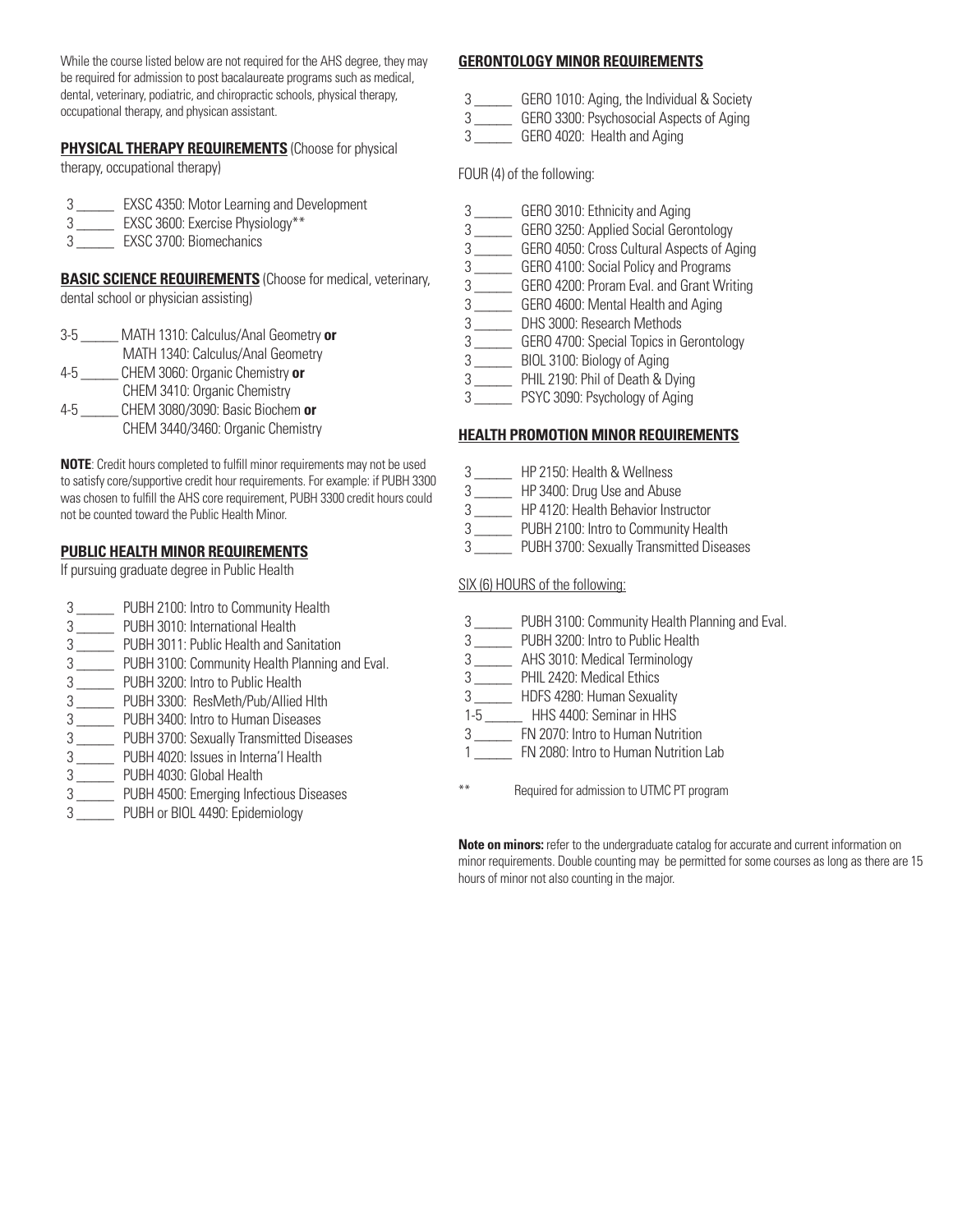While the course listed below are not required for the AHS degree, they may be required for admission to post bacalaureate programs such as medical, dental, veterinary, podiatric, and chiropractic schools, physical therapy, occupational therapy, and physican assistant.

**PHYSICAL THERAPY REQUIREMENTS** (Choose for physical therapy, occupational therapy)

3 ______ EXSC 4350: Motor Learning and Development
3 ______ EXSC 3600: Exercise Physiology**
3 ______ EXSC 3700: Biomechanics

**BASIC SCIENCE REQUIREMENTS** (Choose for medical, veterinary, dental school or physician assisting)

3-5 ______ MATH 1310: Calculus/Anal Geometry **or** MATH 1340: Calculus/Anal Geometry
4-5 ______ CHEM 3060: Organic Chemistry **or** CHEM 3410: Organic Chemistry
4-5 ______ CHEM 3080/3090: Basic Biochem **or** CHEM 3440/3460: Organic Chemistry

**NOTE**: Credit hours completed to fulfill minor requirements may not be used to satisfy core/supportive credit hour requirements. For example: if PUBH 3300 was chosen to fulfill the AHS core requirement, PUBH 3300 credit hours could not be counted toward the Public Health Minor.

**PUBLIC HEALTH MINOR REQUIREMENTS**

If pursuing graduate degree in Public Health

3 ______ PUBH 2100: Intro to Community Health
3 ______ PUBH 3010: International Health
3 ______ PUBH 3011: Public Health and Sanitation
3 ______ PUBH 3100: Community Health Planning and Eval.
3 ______ PUBH 3200: Intro to Public Health
3 ______ PUBH 3300: ResMeth/Pub/Allied Hlth
3 ______ PUBH 3400: Intro to Human Diseases
3 ______ PUBH 3700: Sexually Transmitted Diseases
3 ______ PUBH 4020: Issues in Interna'l Health
3 ______ PUBH 4030: Global Health
3 ______ PUBH 4500: Emerging Infectious Diseases
3 ______ PUBH or BIOL 4490: Epidemiology

**GERONTOLOGY MINOR REQUIREMENTS**

3 ______ GERO 1010: Aging, the Individual & Society
3 ______ GERO 3300: Psychosocial Aspects of Aging
3 ______ GERO 4020: Health and Aging

FOUR (4) of the following:

3 ______ GERO 3010: Ethnicity and Aging
3 ______ GERO 3250: Applied Social Gerontology
3 ______ GERO 4050: Cross Cultural Aspects of Aging
3 ______ GERO 4100: Social Policy and Programs
3 ______ GERO 4200: Proram Eval. and Grant Writing
3 ______ GERO 4600: Mental Health and Aging
3 ______ DHS 3000: Research Methods
3 ______ GERO 4700: Special Topics in Gerontology
3 ______ BIOL 3100: Biology of Aging
3 ______ PHIL 2190: Phil of Death & Dying
3 ______ PSYC 3090: Psychology of Aging

**HEALTH PROMOTION MINOR REQUIREMENTS**

3 ______ HP 2150: Health & Wellness
3 ______ HP 3400: Drug Use and Abuse
3 ______ HP 4120: Health Behavior Instructor
3 ______ PUBH 2100: Intro to Community Health
3 ______ PUBH 3700: Sexually Transmitted Diseases

SIX (6) HOURS of the following:

3 ______ PUBH 3100: Community Health Planning and Eval.
3 ______ PUBH 3200: Intro to Public Health
3 ______ AHS 3010: Medical Terminology
3 ______ PHIL 2420: Medical Ethics
3 ______ HDFS 4280: Human Sexuality
1-5 ______ HHS 4400: Seminar in HHS
3 ______ FN 2070: Intro to Human Nutrition
1 ______ FN 2080: Intro to Human Nutrition Lab

** Required for admission to UTMC PT program

**Note on minors:** refer to the undergraduate catalog for accurate and current information on minor requirements. Double counting may be permitted for some courses as long as there are 15 hours of minor not also counting in the major.